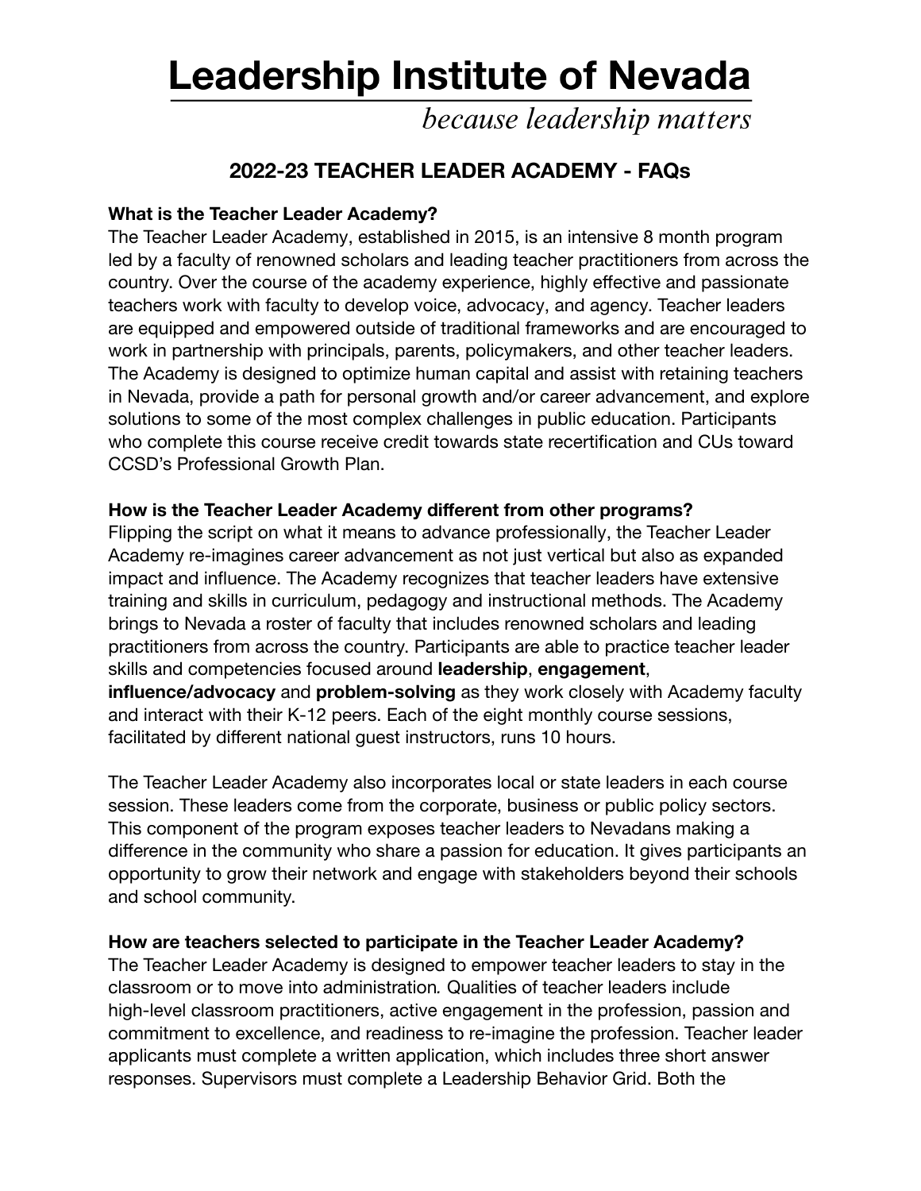# Leadership Institute of Nevada

*because leadership matters*

## 2022-23 TEACHER LEADER ACADEMY - FAQs

**What is the Teacher Leader Academy?**

The Teacher Leader Academy, established in 2015, is an intensive 8 month program led by a faculty of renowned scholars and leading teacher practitioners from across the country. Over the course of the academy experience, highly effective and passionate teachers work with faculty to develop voice, advocacy, and agency. Teacher leaders are equipped and empowered outside of traditional frameworks and are encouraged to work in partnership with principals, parents, policymakers, and other teacher leaders. The Academy is designed to optimize human capital and assist with retaining teachers in Nevada, provide a path for personal growth and/or career advancement, and explore solutions to some of the most complex challenges in public education. Participants who complete this course receive credit towards state recertification and CUs toward CCSD's Professional Growth Plan.

**How is the Teacher Leader Academy different from other programs?**

Flipping the script on what it means to advance professionally, the Teacher Leader Academy re-imagines career advancement as not just vertical but also as expanded impact and influence. The Academy recognizes that teacher leaders have extensive training and skills in curriculum, pedagogy and instructional methods. The Academy brings to Nevada a roster of faculty that includes renowned scholars and leading practitioners from across the country. Participants are able to practice teacher leader skills and competencies focused around **leadership**, **engagement**, **influence/advocacy** and **problem-solving** as they work closely with Academy faculty and interact with their K-12 peers. Each of the eight monthly course sessions, facilitated by different national guest instructors, runs 10 hours.

The Teacher Leader Academy also incorporates local or state leaders in each course session. These leaders come from the corporate, business or public policy sectors. This component of the program exposes teacher leaders to Nevadans making a difference in the community who share a passion for education. It gives participants an opportunity to grow their network and engage with stakeholders beyond their schools and school community.

**How are teachers selected to participate in the Teacher Leader Academy?**

The Teacher Leader Academy is designed to empower teacher leaders to stay in the classroom or to move into administration. Qualities of teacher leaders include high-level classroom practitioners, active engagement in the profession, passion and commitment to excellence, and readiness to re-imagine the profession. Teacher leader applicants must complete a written application, which includes three short answer responses. Supervisors must complete a Leadership Behavior Grid. Both the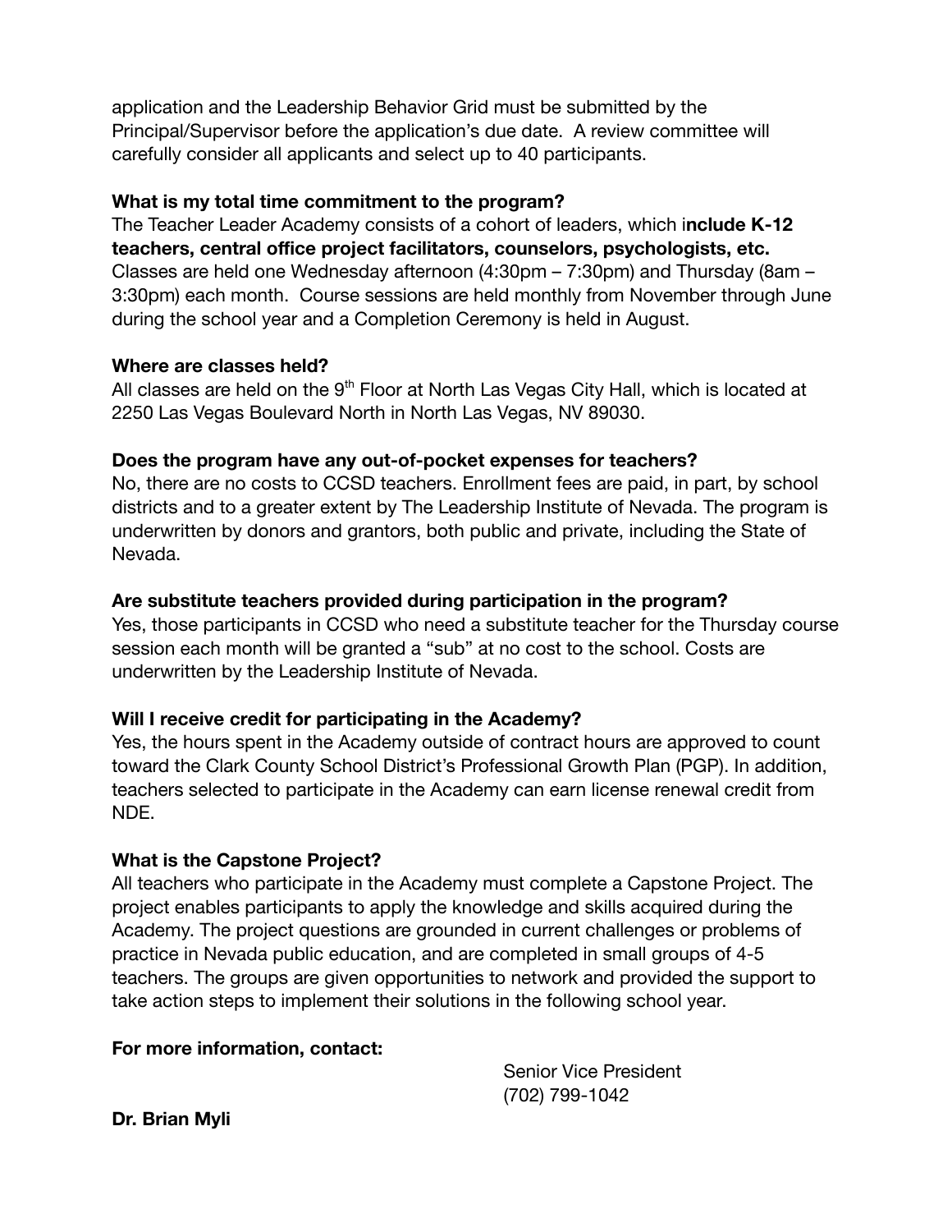application and the Leadership Behavior Grid must be submitted by the Principal/Supervisor before the application's due date. A review committee will carefully consider all applicants and select up to 40 participants.

**What is my total time commitment to the program?**

The Teacher Leader Academy consists of a cohort of leaders, which i**nclude K-12 teachers, central office project facilitators, counselors, psychologists, etc.** Classes are held one Wednesday afternoon (4:30pm – 7:30pm) and Thursday (8am – 3:30pm) each month. Course sessions are held monthly from November through June during the school year and a Completion Ceremony is held in August.

**Where are classes held?**

All classes are held on the 9th Floor at North Las Vegas City Hall, which is located at 2250 Las Vegas Boulevard North in North Las Vegas, NV 89030.

**Does the program have any out-of-pocket expenses for teachers?**

No, there are no costs to CCSD teachers. Enrollment fees are paid, in part, by school districts and to a greater extent by The Leadership Institute of Nevada. The program is underwritten by donors and grantors, both public and private, including the State of Nevada.

**Are substitute teachers provided during participation in the program?**

Yes, those participants in CCSD who need a substitute teacher for the Thursday course session each month will be granted a "sub" at no cost to the school. Costs are underwritten by the Leadership Institute of Nevada.

**Will I receive credit for participating in the Academy?**

Yes, the hours spent in the Academy outside of contract hours are approved to count toward the Clark County School District's Professional Growth Plan (PGP). In addition, teachers selected to participate in the Academy can earn license renewal credit from NDE.

**What is the Capstone Project?**

All teachers who participate in the Academy must complete a Capstone Project. The project enables participants to apply the knowledge and skills acquired during the Academy. The project questions are grounded in current challenges or problems of practice in Nevada public education, and are completed in small groups of 4-5 teachers. The groups are given opportunities to network and provided the support to take action steps to implement their solutions in the following school year.

**For more information, contact:**

Senior Vice President
(702) 799-1042

**Dr. Brian Myli**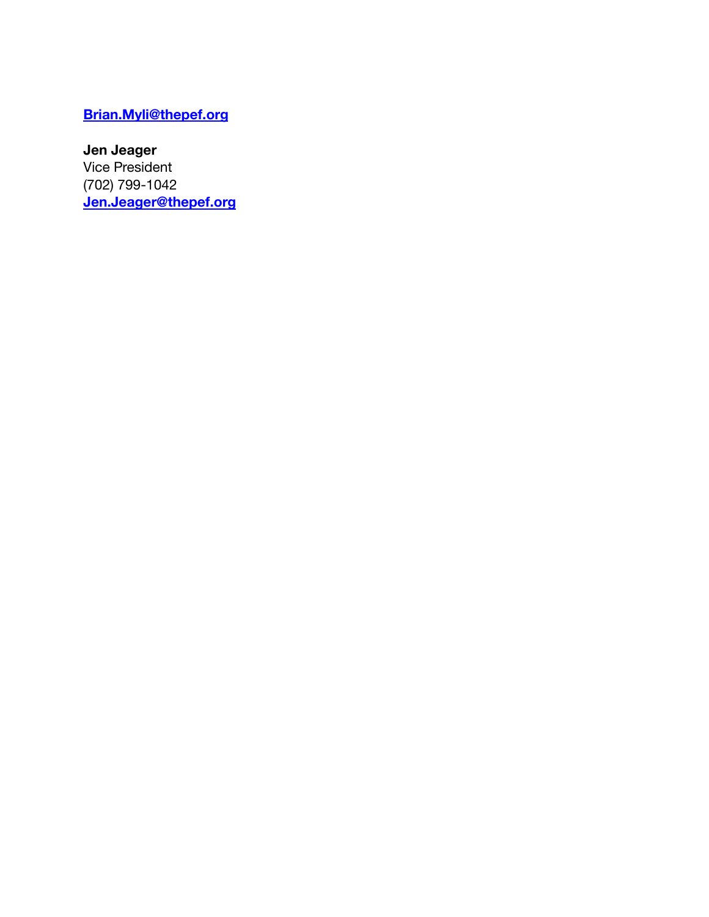**[Brian.Myli@thepef.org](mailto:Brian.Myli@thepef.org)**

**Jen Jeager**
Vice President
(702) 799-1042
**[Jen.Jeager@thepef.org](mailto:Jen.Jeager@thepef.org)**